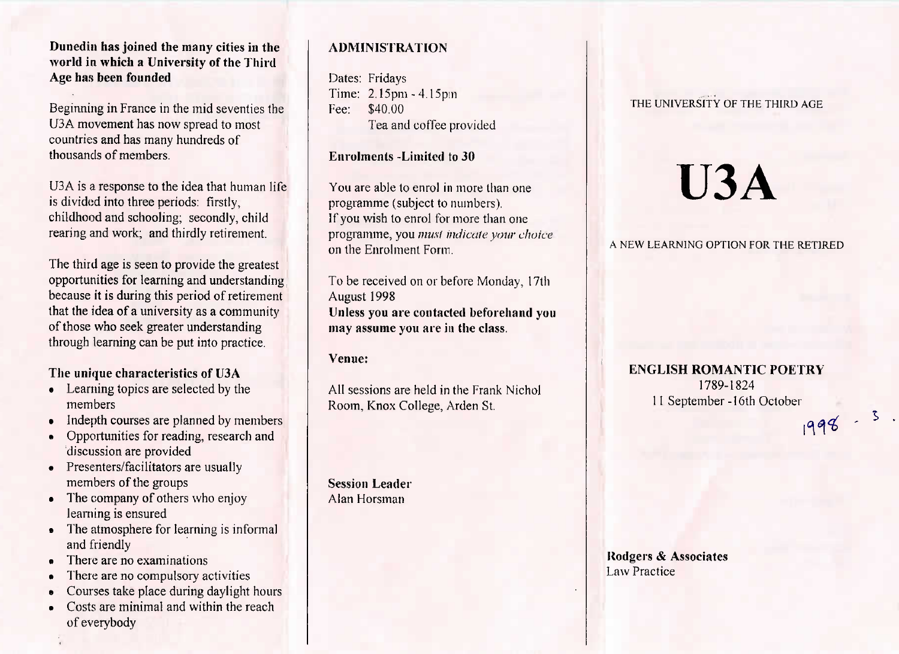**Dunedin has joined the many cities in the world in which a University of the Third Age has been founded**

Beginning in France in the mid seventies the U3A movement has now spread to most countries and has many hundreds of thousands of members.

U3A is a response to the idea that human life is divided into three periods: firstly, childhood and schooling; secondly, child rearing and work; and thirdly retirement.

The third age is seen to provide the greatest opportunities for learning and understanding because it is during this period of retirement that the idea of a university as a community of those who seek greater understanding through learning can be put into practice.

### The unique characteristics of U3A

- Learning topics are selected by the members
- Indepth courses are planned by members
- Opportunities for reading, research and discussion are provided
- Presenters/facilitators are usually members of the groups
- The company of others who enjoy learning is ensured
- The atmosphere for learning is informal and friendly
- There are no examinations
- There are no compulsory activities
- Courses take place during daylight hours
- Costs are minimal and within the reach of everybody

## ADMINISTRATION

Dates: Fridays
Time: 2.15pm - 4.15pm
Fee: $40.00
Tea and coffee provided

**Enrolments -Limited to 30**

You are able to enrol in more than one programme (subject to numbers).
If you wish to enrol for more than one programme, you *must indicate your choice* on the Enrolment Form.

To be received on or before Monday, 17th August 1998
**Unless you are contacted beforehand you may assume you are in the class.**

**Venue:**

All sessions are held in the Frank Nichol Room, Knox College, Arden St.

**Session Leader**
Alan Horsman

THE UNIVERSITY OF THE THIRD AGE

# U3A

A NEW LEARNING OPTION FOR THE RETIRED

**ENGLISH ROMANTIC POETRY**
1789-1824
11 September -16th October

1998 - 3 .

**Rodgers & Associates**
Law Practice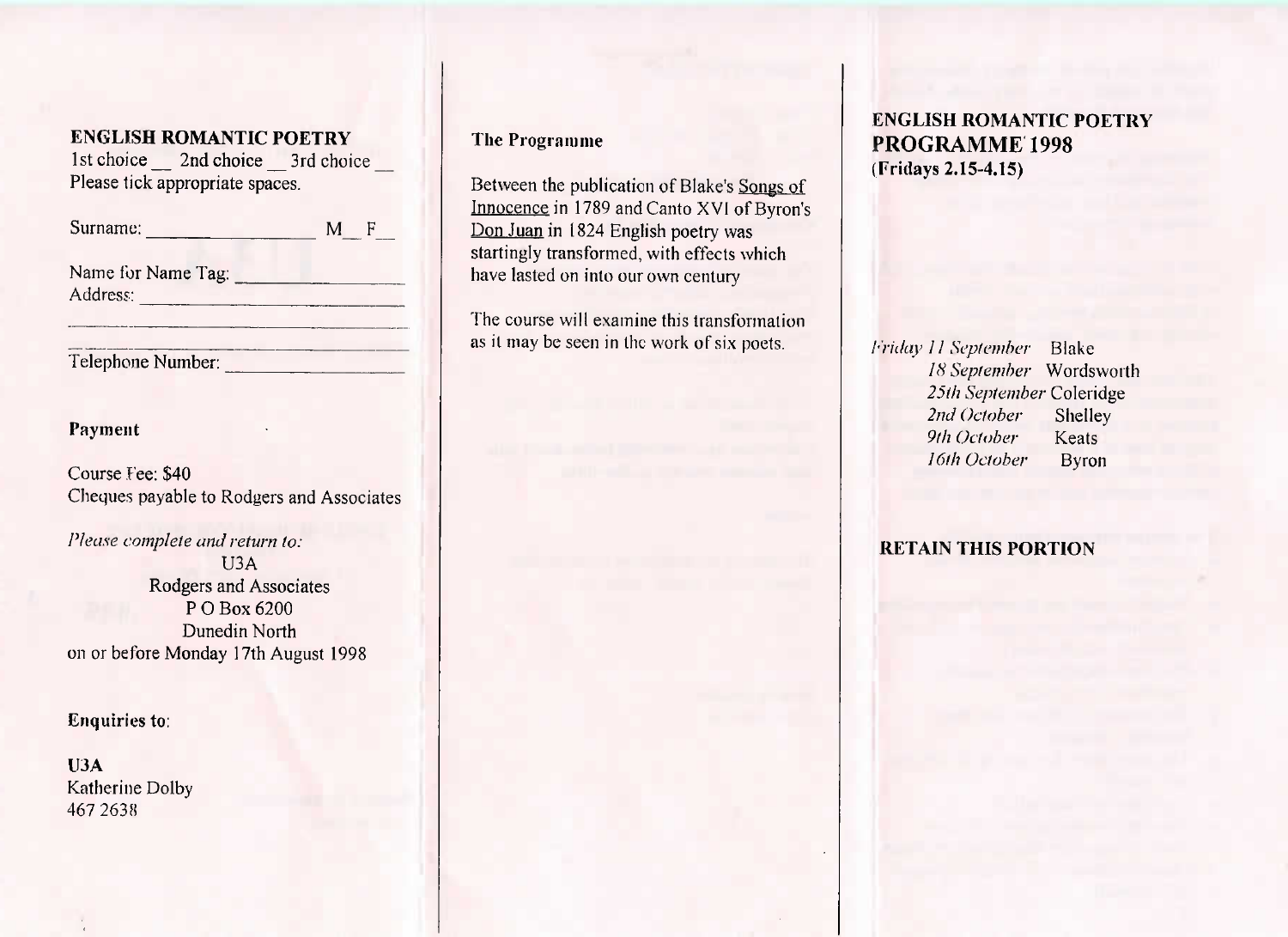**ENGLISH ROMANTIC POETRY**

1st choice __ 2nd choice __ 3rd choice __

Please tick appropriate spaces.

Surname: ______________ M__ F__

Name for Name Tag: ______________

Address: ______________

______________

______________

Telephone Number: ______________

**Payment**

Course Fee: $40

Cheques payable to Rodgers and Associates

*Please complete and return to:*

U3A
Rodgers and Associates
P O Box 6200
Dunedin North

on or before Monday 17th August 1998

**Enquiries to:**

**U3A**
Katherine Dolby
467 2638

**The Programme**

Between the publication of Blake's Songs of Innocence in 1789 and Canto XVI of Byron's Don Juan in 1824 English poetry was startingly transformed, with effects which have lasted on into our own century

The course will examine this transformation as it may be seen in the work of six poets.

## ENGLISH ROMANTIC POETRY PROGRAMME 1998

**(Fridays 2.15-4.15)**

*Friday 11 September* Blake
*18 September* Wordsworth
*25th September* Coleridge
*2nd October* Shelley
*9th October* Keats
*16th October* Byron

**RETAIN THIS PORTION**